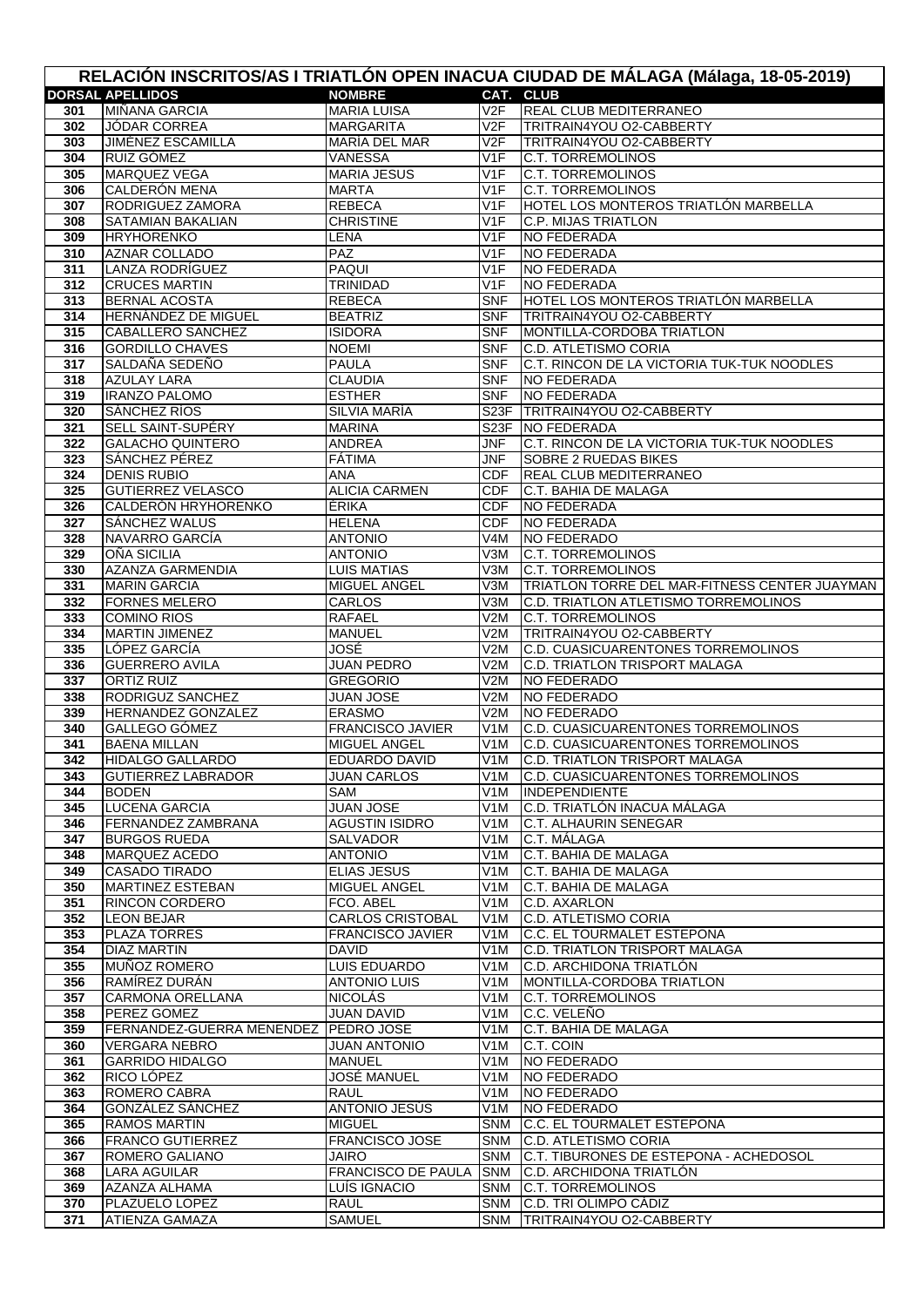# RELACIÓN INSCRITOS/AS I TRIATLÓN OPEN INACUA CIUDAD DE MÁLAGA (Málaga, 18-05-2019)

| DORSAL | APELLIDOS | NOMBRE | CAT. | CLUB |
|---|---|---|---|---|
| 301 | MIÑANA GARCIA | MARIA LUISA | V2F | REAL CLUB MEDITERRANEO |
| 302 | JÓDAR CORREA | MARGARITA | V2F | TRITRAIN4YOU O2-CABBERTY |
| 303 | JIMÉNEZ ESCAMILLA | MARÍA DEL MAR | V2F | TRITRAIN4YOU O2-CABBERTY |
| 304 | RUIZ GÓMEZ | VANESSA | V1F | C.T. TORREMOLINOS |
| 305 | MARQUEZ VEGA | MARIA JESUS | V1F | C.T. TORREMOLINOS |
| 306 | CALDERÓN MENA | MARTA | V1F | C.T. TORREMOLINOS |
| 307 | RODRIGUEZ ZAMORA | REBECA | V1F | HOTEL LOS MONTEROS TRIATLÓN MARBELLA |
| 308 | SATAMIAN BAKALIAN | CHRISTINE | V1F | C.P. MIJAS TRIATLON |
| 309 | HRYHORENKO | LENA | V1F | NO FEDERADA |
| 310 | AZNAR COLLADO | PAZ | V1F | NO FEDERADA |
| 311 | LANZA RODRÍGUEZ | PAQUI | V1F | NO FEDERADA |
| 312 | CRUCES MARTIN | TRINIDAD | V1F | NO FEDERADA |
| 313 | BERNAL ACOSTA | REBECA | SNF | HOTEL LOS MONTEROS TRIATLÓN MARBELLA |
| 314 | HERNÁNDEZ DE MIGUEL | BEATRIZ | SNF | TRITRAIN4YOU O2-CABBERTY |
| 315 | CABALLERO SANCHEZ | ISIDORA | SNF | MONTILLA-CORDOBA TRIATLON |
| 316 | GORDILLO CHAVES | NOEMI | SNF | C.D. ATLETISMO CORIA |
| 317 | SALDAÑA SEDEÑO | PAULA | SNF | C.T. RINCON DE LA VICTORIA TUK-TUK NOODLES |
| 318 | AZULAY LARA | CLAUDIA | SNF | NO FEDERADA |
| 319 | IRANZO PALOMO | ESTHER | SNF | NO FEDERADA |
| 320 | SÁNCHEZ RÍOS | SILVIA MARÍA | S23F | TRITRAIN4YOU O2-CABBERTY |
| 321 | SELL SAINT-SUPÉRY | MARINA | S23F | NO FEDERADA |
| 322 | GALACHO QUINTERO | ANDREA | JNF | C.T. RINCON DE LA VICTORIA TUK-TUK NOODLES |
| 323 | SÁNCHEZ PÉREZ | FÁTIMA | JNF | SOBRE 2 RUEDAS BIKES |
| 324 | DENIS RUBIO | ANA | CDF | REAL CLUB MEDITERRANEO |
| 325 | GUTIERREZ VELASCO | ALICIA CARMEN | CDF | C.T. BAHIA DE MALAGA |
| 326 | CALDERÓN HRYHORENKO | ÉRIKA | CDF | NO FEDERADA |
| 327 | SÁNCHEZ WALUS | HELENA | CDF | NO FEDERADA |
| 328 | NAVARRO GARCÍA | ANTONIO | V4M | NO FEDERADO |
| 329 | OÑA SICILIA | ANTONIO | V3M | C.T. TORREMOLINOS |
| 330 | AZANZA GARMENDIA | LUIS MATIAS | V3M | C.T. TORREMOLINOS |
| 331 | MARIN GARCIA | MIGUEL ANGEL | V3M | TRIATLON TORRE DEL MAR-FITNESS CENTER JUAYMAN |
| 332 | FORNES MELERO | CARLOS | V3M | C.D. TRIATLON ATLETISMO TORREMOLINOS |
| 333 | COMINO RIOS | RAFAEL | V2M | C.T. TORREMOLINOS |
| 334 | MARTIN JIMENEZ | MANUEL | V2M | TRITRAIN4YOU O2-CABBERTY |
| 335 | LÓPEZ GARCÍA | JOSÉ | V2M | C.D. CUASICUARENTONES TORREMOLINOS |
| 336 | GUERRERO AVILA | JUAN PEDRO | V2M | C.D. TRIATLON TRISPORT MALAGA |
| 337 | ORTIZ RUIZ | GREGORIO | V2M | NO FEDERADO |
| 338 | RODRIGUZ SANCHEZ | JUAN JOSE | V2M | NO FEDERADO |
| 339 | HERNANDEZ GONZALEZ | ERASMO | V2M | NO FEDERADO |
| 340 | GALLEGO GÓMEZ | FRANCISCO JAVIER | V1M | C.D. CUASICUARENTONES TORREMOLINOS |
| 341 | BAENA MILLAN | MIGUEL ANGEL | V1M | C.D. CUASICUARENTONES TORREMOLINOS |
| 342 | HIDALGO GALLARDO | EDUARDO DAVID | V1M | C.D. TRIATLON TRISPORT MALAGA |
| 343 | GUTIERREZ LABRADOR | JUAN CARLOS | V1M | C.D. CUASICUARENTONES TORREMOLINOS |
| 344 | BODEN | SAM | V1M | INDEPENDIENTE |
| 345 | LUCENA GARCIA | JUAN JOSE | V1M | C.D. TRIATLÓN INACUA MÁLAGA |
| 346 | FERNANDEZ ZAMBRANA | AGUSTIN ISIDRO | V1M | C.T. ALHAURIN SENEGAR |
| 347 | BURGOS RUEDA | SALVADOR | V1M | C.T. MÁLAGA |
| 348 | MARQUEZ ACEDO | ANTONIO | V1M | C.T. BAHIA DE MALAGA |
| 349 | CASADO TIRADO | ELIAS JESUS | V1M | C.T. BAHIA DE MALAGA |
| 350 | MARTINEZ ESTEBAN | MIGUEL ANGEL | V1M | C.T. BAHIA DE MALAGA |
| 351 | RINCON CORDERO | FCO. ABEL | V1M | C.D. AXARLON |
| 352 | LEON BEJAR | CARLOS CRISTOBAL | V1M | C.D. ATLETISMO CORIA |
| 353 | PLAZA TORRES | FRANCISCO JAVIER | V1M | C.C. EL TOURMALET ESTEPONA |
| 354 | DIAZ MARTIN | DAVID | V1M | C.D. TRIATLON TRISPORT MALAGA |
| 355 | MUÑOZ ROMERO | LUIS EDUARDO | V1M | C.D. ARCHIDONA TRIATLÓN |
| 356 | RAMÍREZ DURÁN | ANTONIO LUIS | V1M | MONTILLA-CORDOBA TRIATLON |
| 357 | CARMONA ORELLANA | NICOLÁS | V1M | C.T. TORREMOLINOS |
| 358 | PEREZ GOMEZ | JUAN DAVID | V1M | C.C. VELEÑO |
| 359 | FERNANDEZ-GUERRA MENENDEZ | PEDRO JOSE | V1M | C.T. BAHIA DE MALAGA |
| 360 | VERGARA NEBRO | JUAN ANTONIO | V1M | C.T. COIN |
| 361 | GARRIDO HIDALGO | MANUEL | V1M | NO FEDERADO |
| 362 | RICO LÓPEZ | JOSÉ MANUEL | V1M | NO FEDERADO |
| 363 | ROMERO CABRA | RAUL | V1M | NO FEDERADO |
| 364 | GONZÁLEZ SÁNCHEZ | ANTONIO JESÚS | V1M | NO FEDERADO |
| 365 | RAMOS MARTIN | MIGUEL | SNM | C.C. EL TOURMALET ESTEPONA |
| 366 | FRANCO GUTIERREZ | FRANCISCO JOSE | SNM | C.D. ATLETISMO CORIA |
| 367 | ROMERO GALIANO | JAIRO | SNM | C.T. TIBURONES DE ESTEPONA - ACHEDOSOL |
| 368 | LARA AGUILAR | FRANCISCO DE PAULA | SNM | C.D. ARCHIDONA TRIATLÓN |
| 369 | AZANZA ALHAMA | LUÍS IGNACIO | SNM | C.T. TORREMOLINOS |
| 370 | PLAZUELO LOPEZ | RAUL | SNM | C.D. TRI OLIMPO CÁDIZ |
| 371 | ATIENZA GAMAZA | SAMUEL | SNM | TRITRAIN4YOU O2-CABBERTY |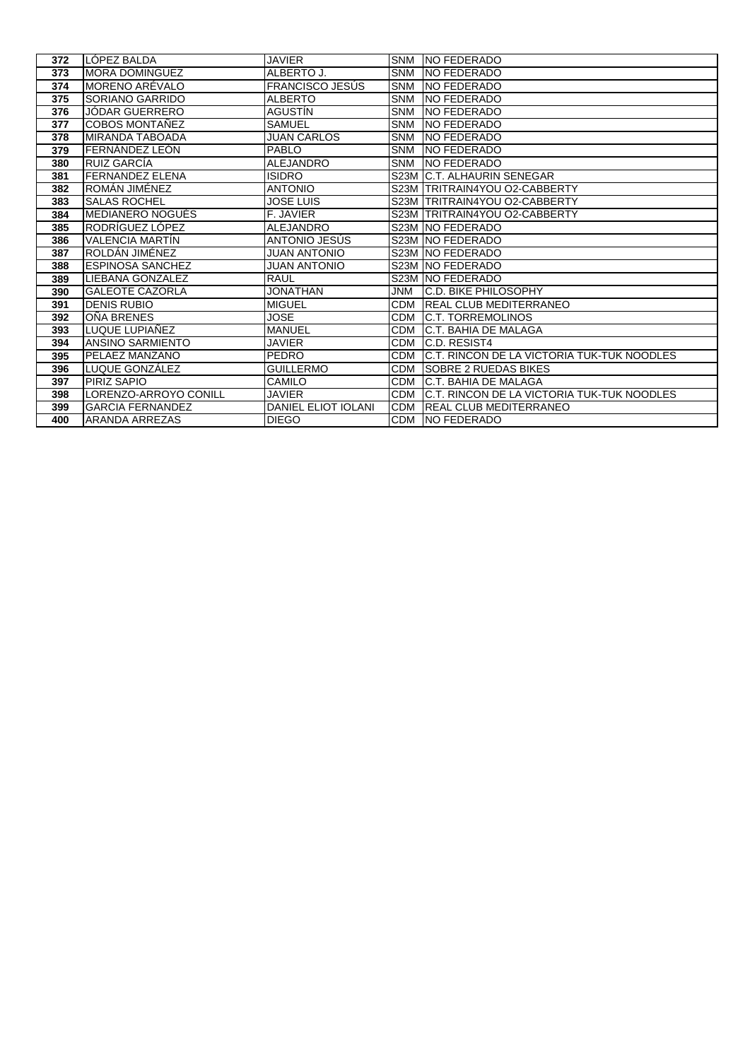| | | | | |
|---|---|---|---|---|
| 372 | LÓPEZ BALDA | JAVIER | SNM | NO FEDERADO |
| 373 | MORA DOMINGUEZ | ALBERTO J. | SNM | NO FEDERADO |
| 374 | MORENO ARÉVALO | FRANCISCO JESÚS | SNM | NO FEDERADO |
| 375 | SORIANO GARRIDO | ALBERTO | SNM | NO FEDERADO |
| 376 | JÓDAR GUERRERO | AGUSTÍN | SNM | NO FEDERADO |
| 377 | COBOS MONTAÑEZ | SAMUEL | SNM | NO FEDERADO |
| 378 | MIRANDA TABOADA | JUAN CARLOS | SNM | NO FEDERADO |
| 379 | FERNÁNDEZ LEÓN | PABLO | SNM | NO FEDERADO |
| 380 | RUIZ GARCÍA | ALEJANDRO | SNM | NO FEDERADO |
| 381 | FERNANDEZ ELENA | ISIDRO | S23M | C.T. ALHAURIN SENEGAR |
| 382 | ROMÁN JIMÉNEZ | ANTONIO | S23M | TRITRAIN4YOU O2-CABBERTY |
| 383 | SALAS ROCHEL | JOSE LUIS | S23M | TRITRAIN4YOU O2-CABBERTY |
| 384 | MEDIANERO NOGUÉS | F. JAVIER | S23M | TRITRAIN4YOU O2-CABBERTY |
| 385 | RODRÍGUEZ LÓPEZ | ALEJANDRO | S23M | NO FEDERADO |
| 386 | VALENCIA MARTÍN | ANTONIO JESÚS | S23M | NO FEDERADO |
| 387 | ROLDÁN JIMÉNEZ | JUAN ANTONIO | S23M | NO FEDERADO |
| 388 | ESPINOSA SANCHEZ | JUAN ANTONIO | S23M | NO FEDERADO |
| 389 | LIEBANA GONZALEZ | RAUL | S23M | NO FEDERADO |
| 390 | GALEOTE CAZORLA | JONATHAN | JNM | C.D. BIKE PHILOSOPHY |
| 391 | DENIS RUBIO | MIGUEL | CDM | REAL CLUB MEDITERRANEO |
| 392 | OÑA BRENES | JOSE | CDM | C.T. TORREMOLINOS |
| 393 | LUQUE LUPIAÑEZ | MANUEL | CDM | C.T. BAHIA DE MALAGA |
| 394 | ANSINO SARMIENTO | JAVIER | CDM | C.D. RESIST4 |
| 395 | PELAEZ MANZANO | PEDRO | CDM | C.T. RINCON DE LA VICTORIA TUK-TUK NOODLES |
| 396 | LUQUE GONZÁLEZ | GUILLERMO | CDM | SOBRE 2 RUEDAS BIKES |
| 397 | PIRIZ SAPIO | CAMILO | CDM | C.T. BAHIA DE MALAGA |
| 398 | LORENZO-ARROYO CONILL | JAVIER | CDM | C.T. RINCON DE LA VICTORIA TUK-TUK NOODLES |
| 399 | GARCIA FERNANDEZ | DANIEL ELIOT IOLANI | CDM | REAL CLUB MEDITERRANEO |
| 400 | ARANDA ARREZAS | DIEGO | CDM | NO FEDERADO |